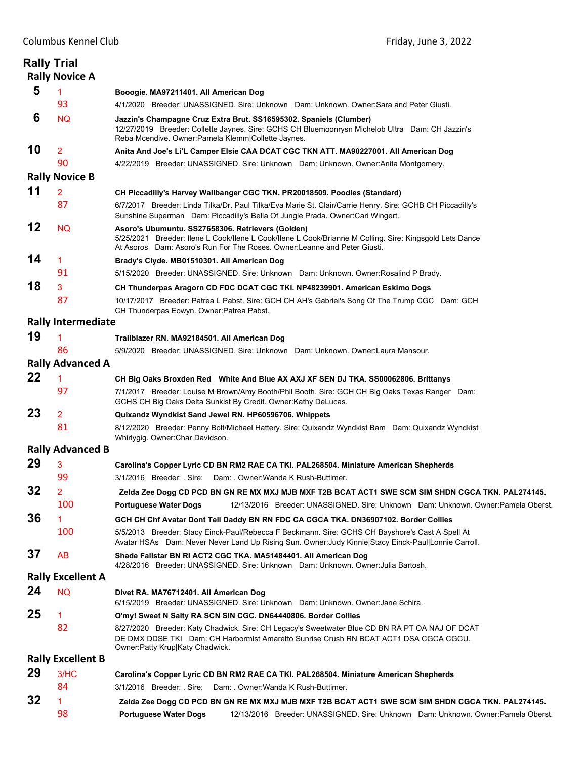## Rally Trial

### Rally Novice A

**5** 1 / 93
**Booogie. MA97211401. All American Dog**
4/1/2020 Breeder: UNASSIGNED. Sire: Unknown Dam: Unknown. Owner:Sara and Peter Giusti.

**6** NQ
**Jazzin's Champagne Cruz Extra Brut. SS16595302. Spaniels (Clumber)**
12/27/2019 Breeder: Collette Jaynes. Sire: GCHS CH Bluemoonrysn Michelob Ultra Dam: CH Jazzin's Reba Mcendive. Owner:Pamela Klemm|Collette Jaynes.

**10** 2 / 90
**Anita And Joe's Li'L Camper Elsie CAA DCAT CGC TKN ATT. MA90227001. All American Dog**
4/22/2019 Breeder: UNASSIGNED. Sire: Unknown Dam: Unknown. Owner:Anita Montgomery.

### Rally Novice B

**11** 2 / 87
**CH Piccadilly's Harvey Wallbanger CGC TKN. PR20018509. Poodles (Standard)**
6/7/2017 Breeder: Linda Tilka/Dr. Paul Tilka/Eva Marie St. Clair/Carrie Henry. Sire: GCHB CH Piccadilly's Sunshine Superman Dam: Piccadilly's Bella Of Jungle Prada. Owner:Cari Wingert.

**12** NQ
**Asoro's Ubumuntu. SS27658306. Retrievers (Golden)**
5/25/2021 Breeder: Ilene L Cook/Ilene L Cook/Ilene L Cook/Brianne M Colling. Sire: Kingsgold Lets Dance At Asoros Dam: Asoro's Run For The Roses. Owner:Leanne and Peter Giusti.

**14** 1 / 91
**Brady's Clyde. MB01510301. All American Dog**
5/15/2020 Breeder: UNASSIGNED. Sire: Unknown Dam: Unknown. Owner:Rosalind P Brady.

**18** 3 / 87
**CH Thunderpas Aragorn CD FDC DCAT CGC TKI. NP48239901. American Eskimo Dogs**
10/17/2017 Breeder: Patrea L Pabst. Sire: GCH CH AH's Gabriel's Song Of The Trump CGC Dam: GCH CH Thunderpas Eowyn. Owner:Patrea Pabst.

### Rally Intermediate

**19** 1 / 86
**Trailblazer RN. MA92184501. All American Dog**
5/9/2020 Breeder: UNASSIGNED. Sire: Unknown Dam: Unknown. Owner:Laura Mansour.

### Rally Advanced A

**22** 1 / 97
**CH Big Oaks Broxden Red White And Blue AX AXJ XF SEN DJ TKA. SS00062806. Brittanys**
7/1/2017 Breeder: Louise M Brown/Amy Booth/Phil Booth. Sire: GCH CH Big Oaks Texas Ranger Dam: GCHS CH Big Oaks Delta Sunkist By Credit. Owner:Kathy DeLucas.

**23** 2 / 81
**Quixandz Wyndkist Sand Jewel RN. HP60596706. Whippets**
8/12/2020 Breeder: Penny Bolt/Michael Hattery. Sire: Quixandz Wyndkist Bam Dam: Quixandz Wyndkist Whirlygig. Owner:Char Davidson.

### Rally Advanced B

**29** 3 / 99
**Carolina's Copper Lyric CD BN RM2 RAE CA TKI. PAL268504. Miniature American Shepherds**
3/1/2016 Breeder: . Sire: Dam: . Owner:Wanda K Rush-Buttimer.

**32** 2 / 100
**Zelda Zee Dogg CD PCD BN GN RE MX MXJ MJB MXF T2B BCAT ACT1 SWE SCM SIM SHDN CGCA TKN. PAL274145. Portuguese Water Dogs**
12/13/2016 Breeder: UNASSIGNED. Sire: Unknown Dam: Unknown. Owner:Pamela Oberst.

**36** 1 / 100
**GCH CH Chf Avatar Dont Tell Daddy BN RN FDC CA CGCA TKA. DN36907102. Border Collies**
5/5/2013 Breeder: Stacy Einck-Paul/Rebecca F Beckmann. Sire: GCHS CH Bayshore's Cast A Spell At Avatar HSAs Dam: Never Never Land Up Rising Sun. Owner:Judy Kinnie|Stacy Einck-Paul|Lonnie Carroll.

**37** AB
**Shade Fallstar BN RI ACT2 CGC TKA. MA51484401. All American Dog**
4/28/2016 Breeder: UNASSIGNED. Sire: Unknown Dam: Unknown. Owner:Julia Bartosh.

### Rally Excellent A

**24** NQ
**Divet RA. MA76712401. All American Dog**
6/15/2019 Breeder: UNASSIGNED. Sire: Unknown Dam: Unknown. Owner:Jane Schira.

**25** 1 / 82
**O'my! Sweet N Salty RA SCN SIN CGC. DN64440806. Border Collies**
8/27/2020 Breeder: Katy Chadwick. Sire: CH Legacy's Sweetwater Blue CD BN RA PT OA NAJ OF DCAT DE DMX DDSE TKI Dam: CH Harbormist Amaretto Sunrise Crush RN BCAT ACT1 DSA CGCA CGCU. Owner:Patty Krup|Katy Chadwick.

### Rally Excellent B

**29** 3/HC / 84
**Carolina's Copper Lyric CD BN RM2 RAE CA TKI. PAL268504. Miniature American Shepherds**
3/1/2016 Breeder: . Sire: Dam: . Owner:Wanda K Rush-Buttimer.

**32** 1 / 98
**Zelda Zee Dogg CD PCD BN GN RE MX MXJ MJB MXF T2B BCAT ACT1 SWE SCM SIM SHDN CGCA TKN. PAL274145. Portuguese Water Dogs**
12/13/2016 Breeder: UNASSIGNED. Sire: Unknown Dam: Unknown. Owner:Pamela Oberst.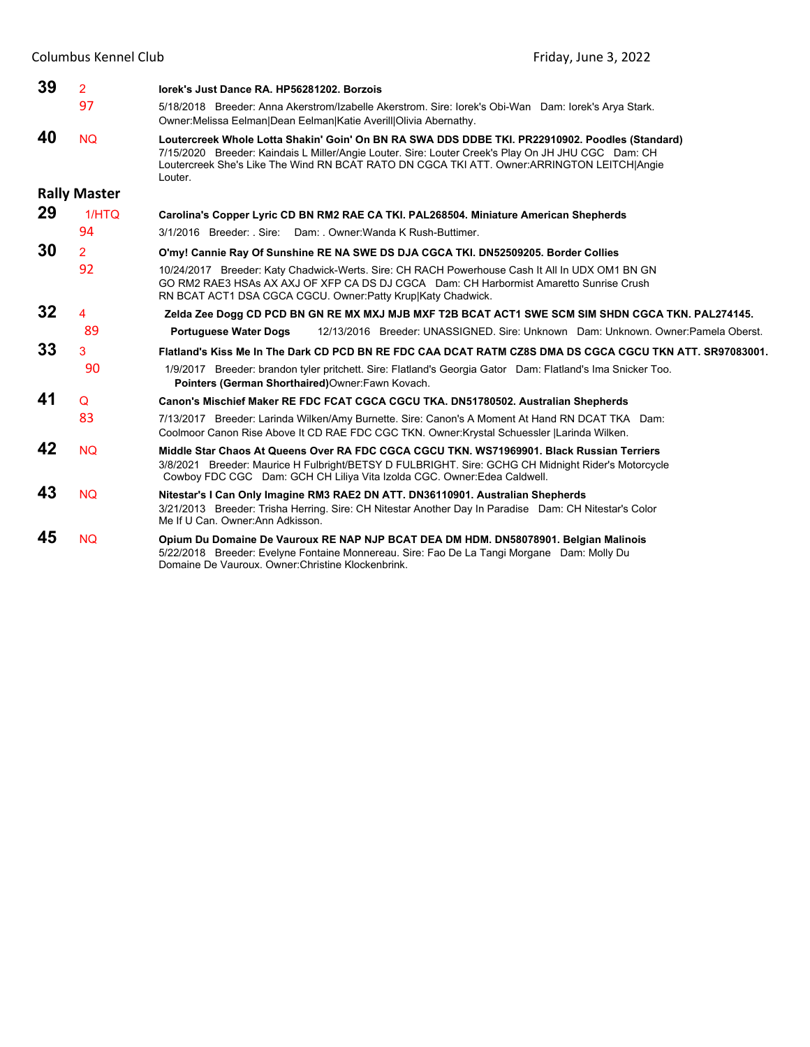**39** 2 97

**Iorek's Just Dance RA. HP56281202. Borzois**
5/18/2018 Breeder: Anna Akerstrom/Izabelle Akerstrom. Sire: Iorek's Obi-Wan Dam: Iorek's Arya Stark. Owner:Melissa Eelman|Dean Eelman|Katie Averill|Olivia Abernathy.

**40** NQ

**Loutercreek Whole Lotta Shakin' Goin' On BN RA SWA DDS DDBE TKI. PR22910902. Poodles (Standard)**
7/15/2020 Breeder: Kaindais L Miller/Angie Louter. Sire: Louter Creek's Play On JH JHU CGC Dam: CH Loutercreek She's Like The Wind RN BCAT RATO DN CGCA TKI ATT. Owner:ARRINGTON LEITCH|Angie Louter.

## Rally Master

**29** 1/HTQ 94

**Carolina's Copper Lyric CD BN RM2 RAE CA TKI. PAL268504. Miniature American Shepherds**
3/1/2016 Breeder: . Sire: Dam: . Owner:Wanda K Rush-Buttimer.

**30** 2 92

**O'my! Cannie Ray Of Sunshine RE NA SWE DS DJA CGCA TKI. DN52509205. Border Collies**
10/24/2017 Breeder: Katy Chadwick-Werts. Sire: CH RACH Powerhouse Cash It All In UDX OM1 BN GN GO RM2 RAE3 HSAs AX AXJ OF XFP CA DS DJ CGCA Dam: CH Harbormist Amaretto Sunrise Crush RN BCAT ACT1 DSA CGCA CGCU. Owner:Patty Krup|Katy Chadwick.

**32** 4 89

**Zelda Zee Dogg CD PCD BN GN RE MX MXJ MJB MXF T2B BCAT ACT1 SWE SCM SIM SHDN CGCA TKN. PAL274145. Portuguese Water Dogs** 12/13/2016 Breeder: UNASSIGNED. Sire: Unknown Dam: Unknown. Owner:Pamela Oberst.

**33** 3 90

**Flatland's Kiss Me In The Dark CD PCD BN RE FDC CAA DCAT RATM CZ8S DMA DS CGCA CGCU TKN ATT. SR97083001.**
1/9/2017 Breeder: brandon tyler pritchett. Sire: Flatland's Georgia Gator Dam: Flatland's Ima Snicker Too. **Pointers (German Shorthaired)**Owner:Fawn Kovach.

**41** Q 83

**Canon's Mischief Maker RE FDC FCAT CGCA CGCU TKA. DN51780502. Australian Shepherds**
7/13/2017 Breeder: Larinda Wilken/Amy Burnette. Sire: Canon's A Moment At Hand RN DCAT TKA Dam: Coolmoor Canon Rise Above It CD RAE FDC CGC TKN. Owner:Krystal Schuessler |Larinda Wilken.

**42** NQ

**Middle Star Chaos At Queens Over RA FDC CGCA CGCU TKN. WS71969901. Black Russian Terriers**
3/8/2021 Breeder: Maurice H Fulbright/BETSY D FULBRIGHT. Sire: GCHG CH Midnight Rider's Motorcycle Cowboy FDC CGC Dam: GCH CH Liliya Vita Izolda CGC. Owner:Edea Caldwell.

**43** NQ

**Nitestar's I Can Only Imagine RM3 RAE2 DN ATT. DN36110901. Australian Shepherds**
3/21/2013 Breeder: Trisha Herring. Sire: CH Nitestar Another Day In Paradise Dam: CH Nitestar's Color Me If U Can. Owner:Ann Adkisson.

**45** NQ

**Opium Du Domaine De Vauroux RE NAP NJP BCAT DEA DM HDM. DN58078901. Belgian Malinois**
5/22/2018 Breeder: Evelyne Fontaine Monnereau. Sire: Fao De La Tangi Morgane Dam: Molly Du Domaine De Vauroux. Owner:Christine Klockenbrink.